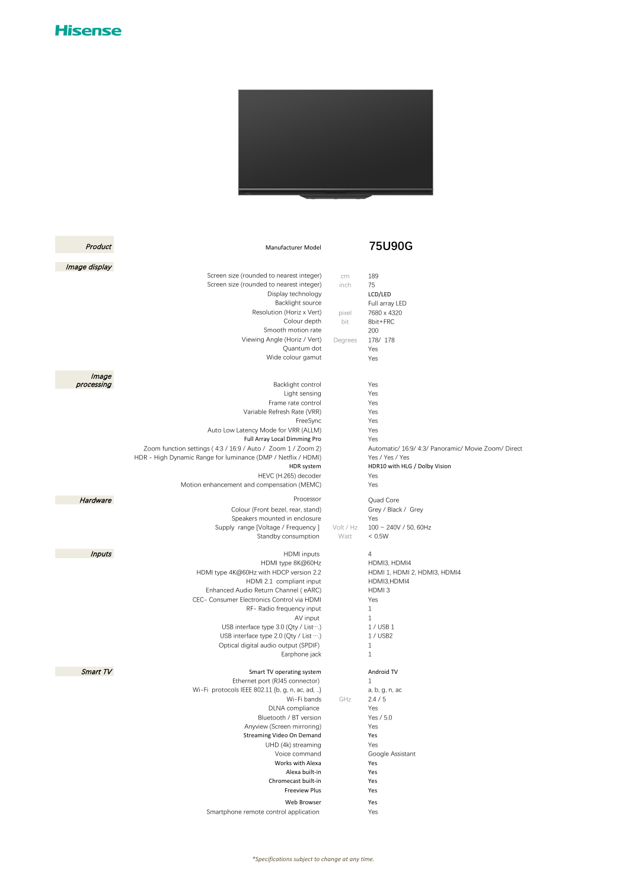Hisense

| Section | Specification | Unit | Value |
|---|---|---|---|
| ***Product*** | Manufacturer Model | | **75U90G** |
| ***Image display*** | Screen size (rounded to nearest integer) | cm | 189 |
| | Screen size (rounded to nearest integer) | inch | 75 |
| | Display technology | | LCD/LED |
| | Backlight source | | Full array LED |
| | Resolution (Horiz x Vert) | pixel | 7680 x 4320 |
| | Colour depth | bit | 8bit+FRC |
| | Smooth motion rate | | 200 |
| | Viewing Angle (Horiz / Vert) | Degrees | 178/ 178 |
| | Quantum dot | | Yes |
| | Wide colour gamut | | Yes |
| ***Image processing*** | Backlight control | | Yes |
| | Light sensing | | Yes |
| | Frame rate control | | Yes |
| | Variable Refresh Rate (VRR) | | Yes |
| | FreeSync | | Yes |
| | Auto Low Latency Mode for VRR (ALLM) | | Yes |
| | Full Array Local Dimming Pro | | Yes |
| | Zoom function settings ( 4:3 / 16:9 / Auto / Zoom 1 / Zoom 2) | | Automatic/ 16:9/ 4:3/ Panoramic/ Movie Zoom/ Direct |
| | HDR - High Dynamic Range for luminance (DMP / Netflix / HDMI) | | Yes / Yes / Yes |
| | HDR system | | HDR10 with HLG / Dolby Vision |
| | HEVC (H.265) decoder | | Yes |
| | Motion enhancement and compensation (MEMC) | | Yes |
| ***Hardware*** | Processor | | Quad Core |
| | Colour (Front bezel, rear, stand) | | Grey / Black / Grey |
| | Speakers mounted in enclosure | | Yes |
| | Supply range [Voltage / Frequency ] | Volt / Hz | 100 ~ 240V / 50, 60Hz |
| | Standby consumption | Watt | < 0.5W |
| ***Inputs*** | HDMI inputs | | 4 |
| | HDMI type 8K@60Hz | | HDMI3, HDMI4 |
| | HDMI type 4K@60Hz with HDCP version 2.2 | | HDMI 1, HDMI 2, HDMI3, HDMI4 |
| | HDMI 2.1 compliant input | | HDMI3,HDMI4 |
| | Enhanced Audio Return Channel ( eARC) | | HDMI 3 |
| | CEC- Consumer Electronics Control via HDMI | | Yes |
| | RF- Radio frequency input | | 1 |
| | AV input | | 1 |
| | USB interface type 3.0 (Qty / List···) | | 1 / USB 1 |
| | USB interface type 2.0 (Qty / List ···) | | 1 / USB2 |
| | Optical digital audio output (SPDIF) | | 1 |
| | Earphone jack | | 1 |
| ***Smart TV*** | Smart TV operating system | | Android TV |
| | Ethernet port (RJ45 connector) | | 1 |
| | Wi-Fi protocols IEEE 802.11 {b, g, n, ac, ad, ..} | | a, b, g, n, ac |
| | Wi-Fi bands | GHz | 2.4 / 5 |
| | DLNA compliance | | Yes |
| | Bluetooth / BT version | | Yes / 5.0 |
| | Anyview (Screen mirroring) | | Yes |
| | Streaming Video On Demand | | Yes |
| | UHD (4k) streaming | | Yes |
| | Voice command | | Google Assistant |
| | Works with Alexa | | Yes |
| | Alexa built-in | | Yes |
| | Chromecast built-in | | Yes |
| | Freeview Plus | | Yes |
| | Web Browser | | Yes |
| | Smartphone remote control application | | Yes |

*\*Specifications subject to change at any time.*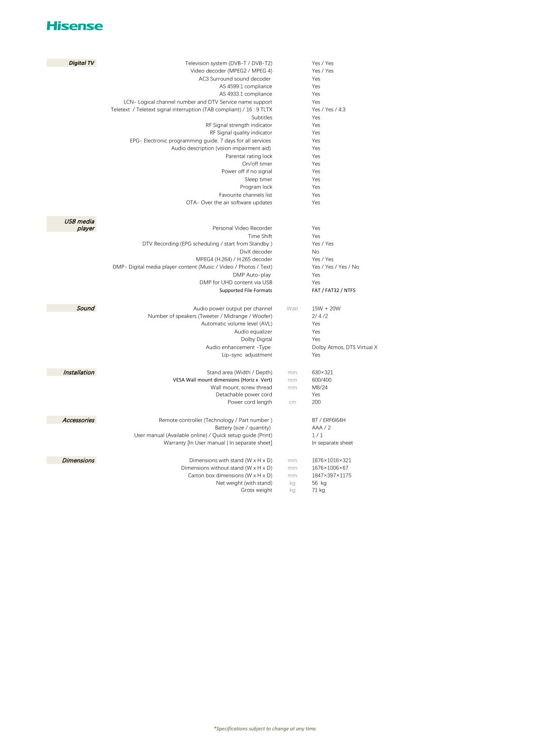Hisense

| | | | |
|---|---|---|---|
| **Digital TV** | Television system (DVB-T / DVB-T2) | | Yes / Yes |
| | Video decoder (MPEG2 / MPEG 4) | | Yes / Yes |
| | AC3 Surround sound decoder | | Yes |
| | AS 4599.1 compliance | | Yes |
| | AS 4933.1 compliance | | Yes |
| | LCN- Logical channel number and DTV Service name support | | Yes |
| | Teletext / Teletext signal interruption (TAB compliant) / 16 : 9 TLTX | | Yes / Yes / 4:3 |
| | Subtitles | | Yes |
| | RF Signal strength indicator | | Yes |
| | RF Signal quality indicator | | Yes |
| | EPG- Electronic programming guide, 7 days for all services | | Yes |
| | Audio description (vision impairment aid) | | Yes |
| | Parental rating lock | | Yes |
| | On/off timer | | Yes |
| | Power off if no signal | | Yes |
| | Sleep timer | | Yes |
| | Program lock | | Yes |
| | Favourite channels list | | Yes |
| | OTA- Over the air software updates | | Yes |
| **USB media player** | Personal Video Recorder | | Yes |
| | Time Shift | | Yes |
| | DTV Recording (EPG scheduling / start from Standby ) | | Yes / Yes |
| | DivX decoder | | No |
| | MPEG4 (H.264) / H.265 decoder | | Yes / Yes |
| | DMP- Digital media player content (Music / Video / Photos / Text) | | Yes / Yes / Yes / No |
| | DMP Auto-play | | Yes |
| | DMP for UHD content via USB | | Yes |
| | Supported File Formats | | FAT / FAT32 / NTFS |
| **Sound** | Audio power output per channel | Watt | 15W + 20W |
| | Number of speakers (Tweeter / Midrange / Woofer) | | 2/ 4 /2 |
| | Automatic volume level (AVL) | | Yes |
| | Audio equalizer | | Yes |
| | Dolby Digital | | Yes |
| | Audio enhancement -Type | | Dolby Atmos, DTS Virtual X |
| | Lip-sync adjustment | | Yes |
| **Installation** | Stand area (Width / Depth) | mm | 630×321 |
| | VESA Wall mount dimensions (Horiz x Vert) | mm | 600/400 |
| | Wall mount, screw thread | mm | M8/24 |
| | Detachable power cord | | Yes |
| | Power cord length | cm | 200 |
| **Accessories** | Remote controller (Technology / Part number ) | | BT / ERF6I64H |
| | Battery (size / quantity) | | AAA / 2 |
| | User manual (Available online) / Quick setup guide (Print) | | 1 / 1 |
| | Warranty [In User manual \| In separate sheet] | | In separate sheet |
| **Dimensions** | Dimensions with stand (W x H x D) | mm | 1676×1016×321 |
| | Dimensions without stand (W x H x D) | mm | 1676×1006×67 |
| | Carton box dimensions (W x H x D) | mm | 1847×397×1175 |
| | Net weight (with stand) | kg | 56 kg |
| | Gross weight | kg | 71 kg |

*Specifications subject to change at any time.*